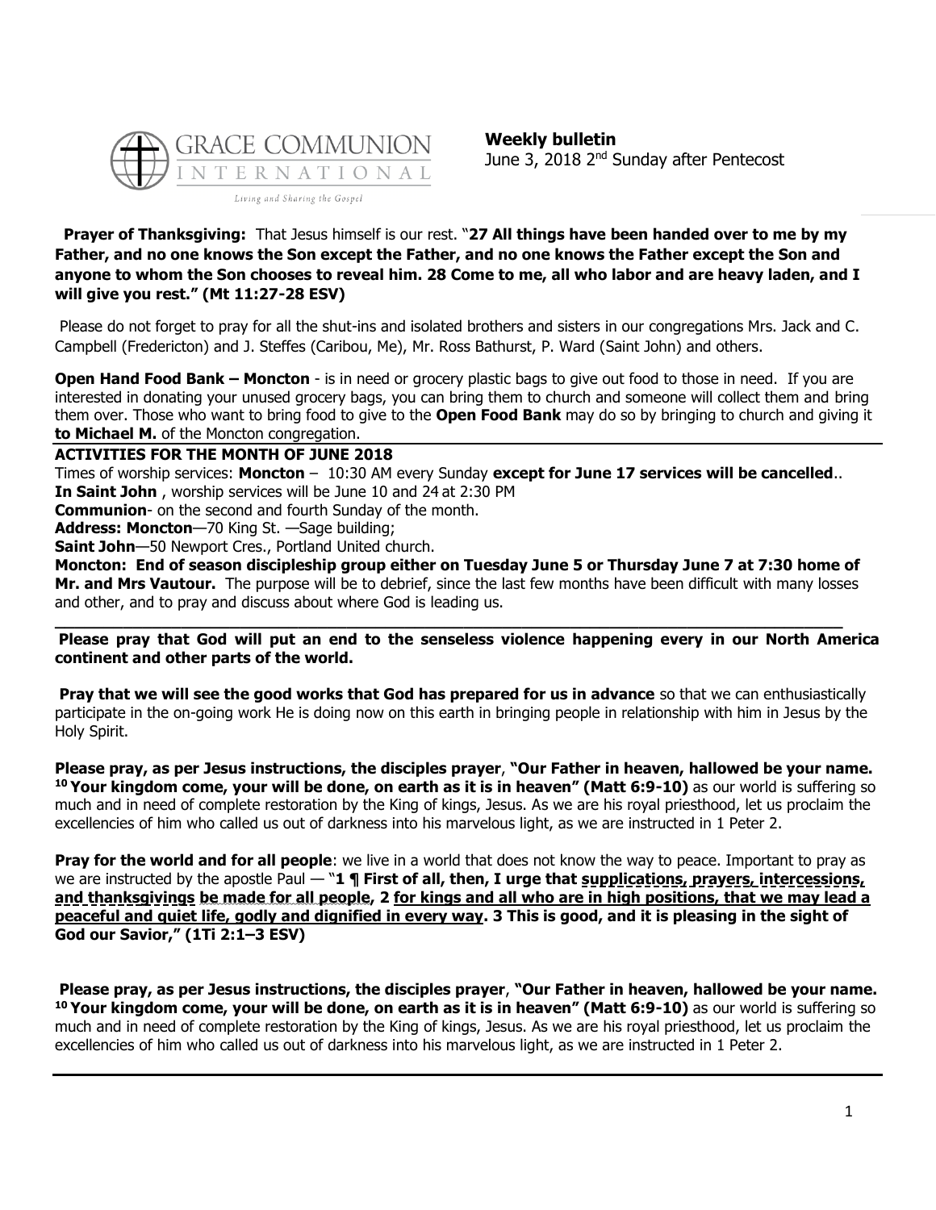GRACE COMMUNION INTERNATIONAL

*Living and Sharing the Gospel*

**Weekly bulletin**
June 3, 2018 2nd Sunday after Pentecost

**Prayer of Thanksgiving:** That Jesus himself is our rest. "**27 All things have been handed over to me by my Father, and no one knows the Son except the Father, and no one knows the Father except the Son and anyone to whom the Son chooses to reveal him. 28 Come to me, all who labor and are heavy laden, and I will give you rest." (Mt 11:27-28 ESV)**

Please do not forget to pray for all the shut-ins and isolated brothers and sisters in our congregations Mrs. Jack and C. Campbell (Fredericton) and J. Steffes (Caribou, Me), Mr. Ross Bathurst, P. Ward (Saint John) and others.

**Open Hand Food Bank – Moncton** - is in need or grocery plastic bags to give out food to those in need. If you are interested in donating your unused grocery bags, you can bring them to church and someone will collect them and bring them over. Those who want to bring food to give to the **Open Food Bank** may do so by bringing to church and giving it **to Michael M.** of the Moncton congregation.

---

**ACTIVITIES FOR THE MONTH OF JUNE 2018**

Times of worship services: **Moncton** – 10:30 AM every Sunday **except for June 17 services will be cancelled**..

**In Saint John** , worship services will be June 10 and 24 at 2:30 PM

**Communion**- on the second and fourth Sunday of the month.

**Address: Moncton**—70 King St. —Sage building;

**Saint John**—50 Newport Cres., Portland United church.

**Moncton: End of season discipleship group either on Tuesday June 5 or Thursday June 7 at 7:30 home of Mr. and Mrs Vautour.** The purpose will be to debrief, since the last few months have been difficult with many losses and other, and to pray and discuss about where God is leading us.

---

**Please pray that God will put an end to the senseless violence happening every in our North America continent and other parts of the world.**

**Pray that we will see the good works that God has prepared for us in advance** so that we can enthusiastically participate in the on-going work He is doing now on this earth in bringing people in relationship with him in Jesus by the Holy Spirit.

**Please pray, as per Jesus instructions, the disciples prayer**, **"Our Father in heaven, hallowed be your name. 10 Your kingdom come, your will be done, on earth as it is in heaven" (Matt 6:9-10)** as our world is suffering so much and in need of complete restoration by the King of kings, Jesus. As we are his royal priesthood, let us proclaim the excellencies of him who called us out of darkness into his marvelous light, as we are instructed in 1 Peter 2.

**Pray for the world and for all people**: we live in a world that does not know the way to peace. Important to pray as we are instructed by the apostle Paul — "**1 ¶ First of all, then, I urge that supplications, prayers, intercessions, and thanksgivings be made for all people, 2 for kings and all who are in high positions, that we may lead a peaceful and quiet life, godly and dignified in every way. 3 This is good, and it is pleasing in the sight of God our Savior," (1Ti 2:1–3 ESV)**

**Please pray, as per Jesus instructions, the disciples prayer**, **"Our Father in heaven, hallowed be your name. 10 Your kingdom come, your will be done, on earth as it is in heaven" (Matt 6:9-10)** as our world is suffering so much and in need of complete restoration by the King of kings, Jesus. As we are his royal priesthood, let us proclaim the excellencies of him who called us out of darkness into his marvelous light, as we are instructed in 1 Peter 2.

---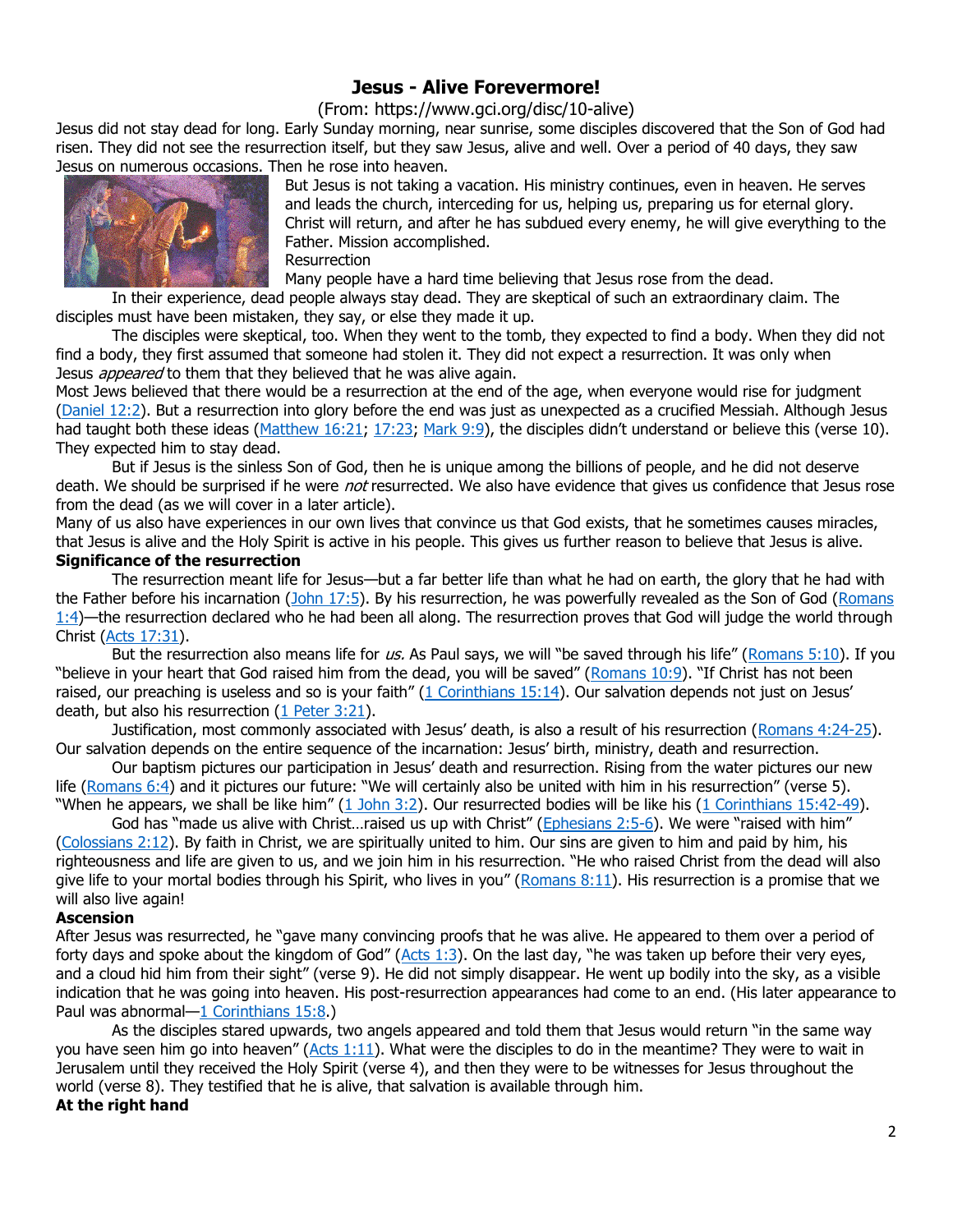# Jesus - Alive Forevermore!

(From: https://www.gci.org/disc/10-alive)

Jesus did not stay dead for long. Early Sunday morning, near sunrise, some disciples discovered that the Son of God had risen. They did not see the resurrection itself, but they saw Jesus, alive and well. Over a period of 40 days, they saw Jesus on numerous occasions. Then he rose into heaven.

But Jesus is not taking a vacation. His ministry continues, even in heaven. He serves and leads the church, interceding for us, helping us, preparing us for eternal glory. Christ will return, and after he has subdued every enemy, he will give everything to the Father. Mission accomplished.

Resurrection

Many people have a hard time believing that Jesus rose from the dead. In their experience, dead people always stay dead. They are skeptical of such an extraordinary claim. The disciples must have been mistaken, they say, or else they made it up.

The disciples were skeptical, too. When they went to the tomb, they expected to find a body. When they did not find a body, they first assumed that someone had stolen it. They did not expect a resurrection. It was only when Jesus *appeared* to them that they believed that he was alive again.

Most Jews believed that there would be a resurrection at the end of the age, when everyone would rise for judgment (Daniel 12:2). But a resurrection into glory before the end was just as unexpected as a crucified Messiah. Although Jesus had taught both these ideas (Matthew 16:21; 17:23; Mark 9:9), the disciples didn't understand or believe this (verse 10). They expected him to stay dead.

But if Jesus is the sinless Son of God, then he is unique among the billions of people, and he did not deserve death. We should be surprised if he were *not* resurrected. We also have evidence that gives us confidence that Jesus rose from the dead (as we will cover in a later article).

Many of us also have experiences in our own lives that convince us that God exists, that he sometimes causes miracles, that Jesus is alive and the Holy Spirit is active in his people. This gives us further reason to believe that Jesus is alive.

**Significance of the resurrection**

The resurrection meant life for Jesus—but a far better life than what he had on earth, the glory that he had with the Father before his incarnation (John 17:5). By his resurrection, he was powerfully revealed as the Son of God (Romans 1:4)—the resurrection declared who he had been all along. The resurrection proves that God will judge the world through Christ (Acts 17:31).

But the resurrection also means life for *us.* As Paul says, we will "be saved through his life" (Romans 5:10). If you "believe in your heart that God raised him from the dead, you will be saved" (Romans 10:9). "If Christ has not been raised, our preaching is useless and so is your faith" (1 Corinthians 15:14). Our salvation depends not just on Jesus' death, but also his resurrection (1 Peter 3:21).

Justification, most commonly associated with Jesus' death, is also a result of his resurrection (Romans 4:24-25). Our salvation depends on the entire sequence of the incarnation: Jesus' birth, ministry, death and resurrection.

Our baptism pictures our participation in Jesus' death and resurrection. Rising from the water pictures our new life (Romans 6:4) and it pictures our future: "We will certainly also be united with him in his resurrection" (verse 5). "When he appears, we shall be like him" (1 John 3:2). Our resurrected bodies will be like his (1 Corinthians 15:42-49).

God has "made us alive with Christ…raised us up with Christ" (Ephesians 2:5-6). We were "raised with him" (Colossians 2:12). By faith in Christ, we are spiritually united to him. Our sins are given to him and paid by him, his righteousness and life are given to us, and we join him in his resurrection. "He who raised Christ from the dead will also give life to your mortal bodies through his Spirit, who lives in you" (Romans 8:11). His resurrection is a promise that we will also live again!

**Ascension**

After Jesus was resurrected, he "gave many convincing proofs that he was alive. He appeared to them over a period of forty days and spoke about the kingdom of God" (Acts 1:3). On the last day, "he was taken up before their very eyes, and a cloud hid him from their sight" (verse 9). He did not simply disappear. He went up bodily into the sky, as a visible indication that he was going into heaven. His post-resurrection appearances had come to an end. (His later appearance to Paul was abnormal—1 Corinthians 15:8.)

As the disciples stared upwards, two angels appeared and told them that Jesus would return "in the same way you have seen him go into heaven" (Acts 1:11). What were the disciples to do in the meantime? They were to wait in Jerusalem until they received the Holy Spirit (verse 4), and then they were to be witnesses for Jesus throughout the world (verse 8). They testified that he is alive, that salvation is available through him.

**At the right hand**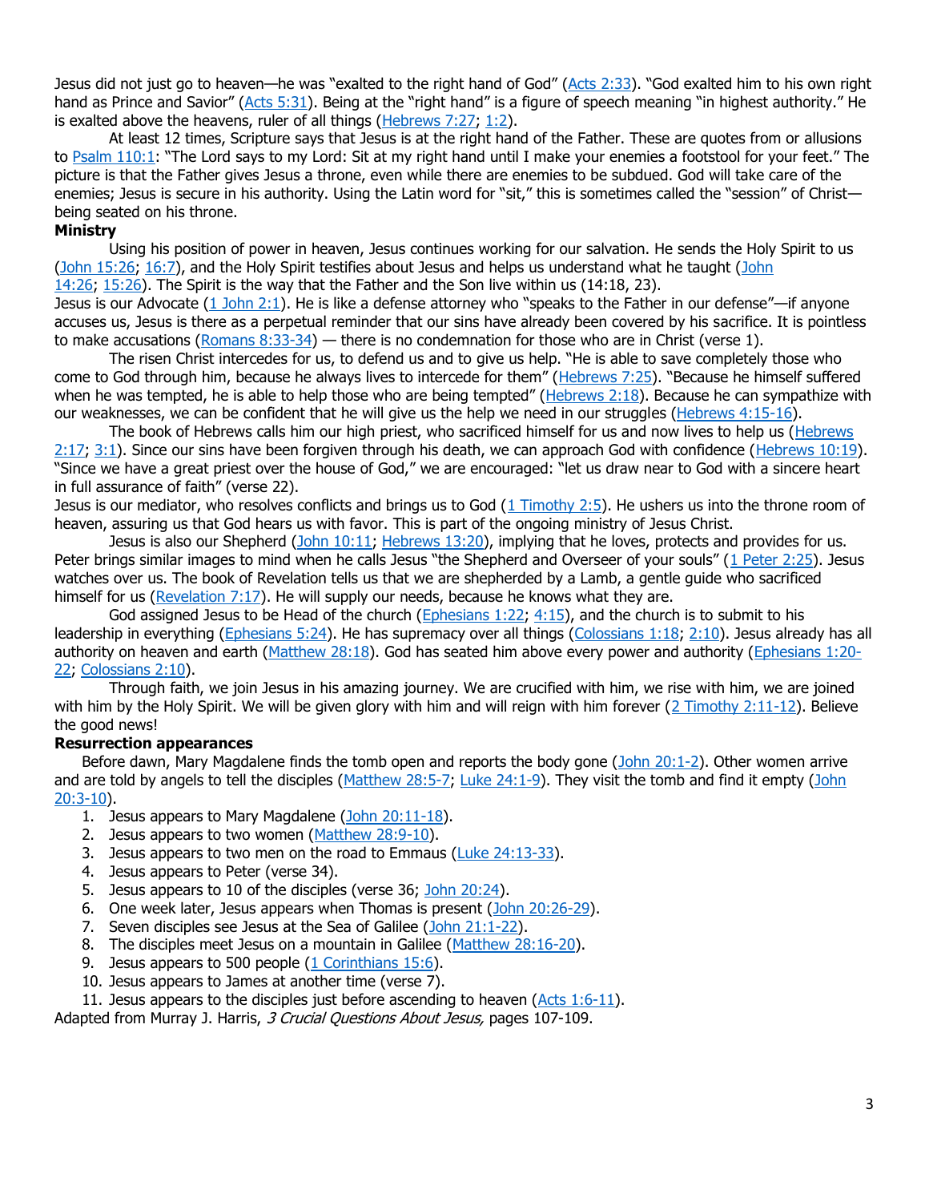Jesus did not just go to heaven—he was "exalted to the right hand of God" (Acts 2:33). "God exalted him to his own right hand as Prince and Savior" (Acts 5:31). Being at the "right hand" is a figure of speech meaning "in highest authority." He is exalted above the heavens, ruler of all things (Hebrews 7:27; 1:2).

At least 12 times, Scripture says that Jesus is at the right hand of the Father. These are quotes from or allusions to Psalm 110:1: "The Lord says to my Lord: Sit at my right hand until I make your enemies a footstool for your feet." The picture is that the Father gives Jesus a throne, even while there are enemies to be subdued. God will take care of the enemies; Jesus is secure in his authority. Using the Latin word for "sit," this is sometimes called the "session" of Christ—being seated on his throne.

**Ministry**

Using his position of power in heaven, Jesus continues working for our salvation. He sends the Holy Spirit to us (John 15:26; 16:7), and the Holy Spirit testifies about Jesus and helps us understand what he taught (John 14:26; 15:26). The Spirit is the way that the Father and the Son live within us (14:18, 23).

Jesus is our Advocate (1 John 2:1). He is like a defense attorney who "speaks to the Father in our defense"—if anyone accuses us, Jesus is there as a perpetual reminder that our sins have already been covered by his sacrifice. It is pointless to make accusations (Romans 8:33-34) — there is no condemnation for those who are in Christ (verse 1).

The risen Christ intercedes for us, to defend us and to give us help. "He is able to save completely those who come to God through him, because he always lives to intercede for them" (Hebrews 7:25). "Because he himself suffered when he was tempted, he is able to help those who are being tempted" (Hebrews 2:18). Because he can sympathize with our weaknesses, we can be confident that he will give us the help we need in our struggles (Hebrews 4:15-16).

The book of Hebrews calls him our high priest, who sacrificed himself for us and now lives to help us (Hebrews 2:17; 3:1). Since our sins have been forgiven through his death, we can approach God with confidence (Hebrews 10:19). "Since we have a great priest over the house of God," we are encouraged: "let us draw near to God with a sincere heart in full assurance of faith" (verse 22).

Jesus is our mediator, who resolves conflicts and brings us to God (1 Timothy 2:5). He ushers us into the throne room of heaven, assuring us that God hears us with favor. This is part of the ongoing ministry of Jesus Christ.

Jesus is also our Shepherd (John 10:11; Hebrews 13:20), implying that he loves, protects and provides for us. Peter brings similar images to mind when he calls Jesus "the Shepherd and Overseer of your souls" (1 Peter 2:25). Jesus watches over us. The book of Revelation tells us that we are shepherded by a Lamb, a gentle guide who sacrificed himself for us (Revelation 7:17). He will supply our needs, because he knows what they are.

God assigned Jesus to be Head of the church (Ephesians 1:22; 4:15), and the church is to submit to his leadership in everything (Ephesians 5:24). He has supremacy over all things (Colossians 1:18; 2:10). Jesus already has all authority on heaven and earth (Matthew 28:18). God has seated him above every power and authority (Ephesians 1:20-22; Colossians 2:10).

Through faith, we join Jesus in his amazing journey. We are crucified with him, we rise with him, we are joined with him by the Holy Spirit. We will be given glory with him and will reign with him forever (2 Timothy 2:11-12). Believe the good news!

**Resurrection appearances**

Before dawn, Mary Magdalene finds the tomb open and reports the body gone (John 20:1-2). Other women arrive and are told by angels to tell the disciples (Matthew 28:5-7; Luke 24:1-9). They visit the tomb and find it empty (John 20:3-10).

1. Jesus appears to Mary Magdalene (John 20:11-18).
2. Jesus appears to two women (Matthew 28:9-10).
3. Jesus appears to two men on the road to Emmaus (Luke 24:13-33).
4. Jesus appears to Peter (verse 34).
5. Jesus appears to 10 of the disciples (verse 36; John 20:24).
6. One week later, Jesus appears when Thomas is present (John 20:26-29).
7. Seven disciples see Jesus at the Sea of Galilee (John 21:1-22).
8. The disciples meet Jesus on a mountain in Galilee (Matthew 28:16-20).
9. Jesus appears to 500 people (1 Corinthians 15:6).
10. Jesus appears to James at another time (verse 7).
11. Jesus appears to the disciples just before ascending to heaven (Acts 1:6-11).

Adapted from Murray J. Harris, *3 Crucial Questions About Jesus,* pages 107-109.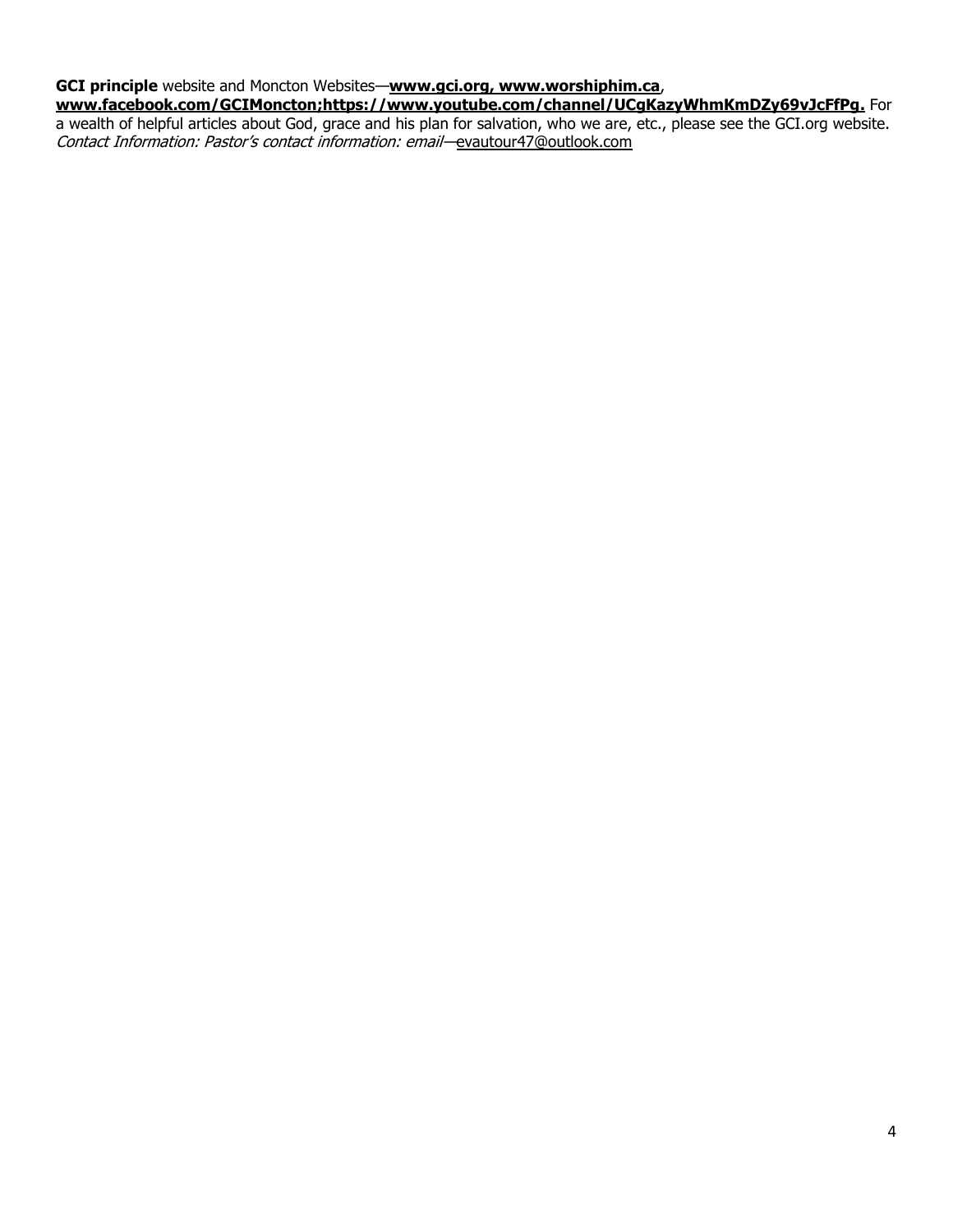**GCI principle** website and Moncton Websites—**www.gci.org, www.worshiphim.ca**, **www.facebook.com/GCIMoncton;https://www.youtube.com/channel/UCgKazyWhmKmDZy69vJcFfPg.** For a wealth of helpful articles about God, grace and his plan for salvation, who we are, etc., please see the GCI.org website. *Contact Information: Pastor's contact information: email*—evautour47@outlook.com